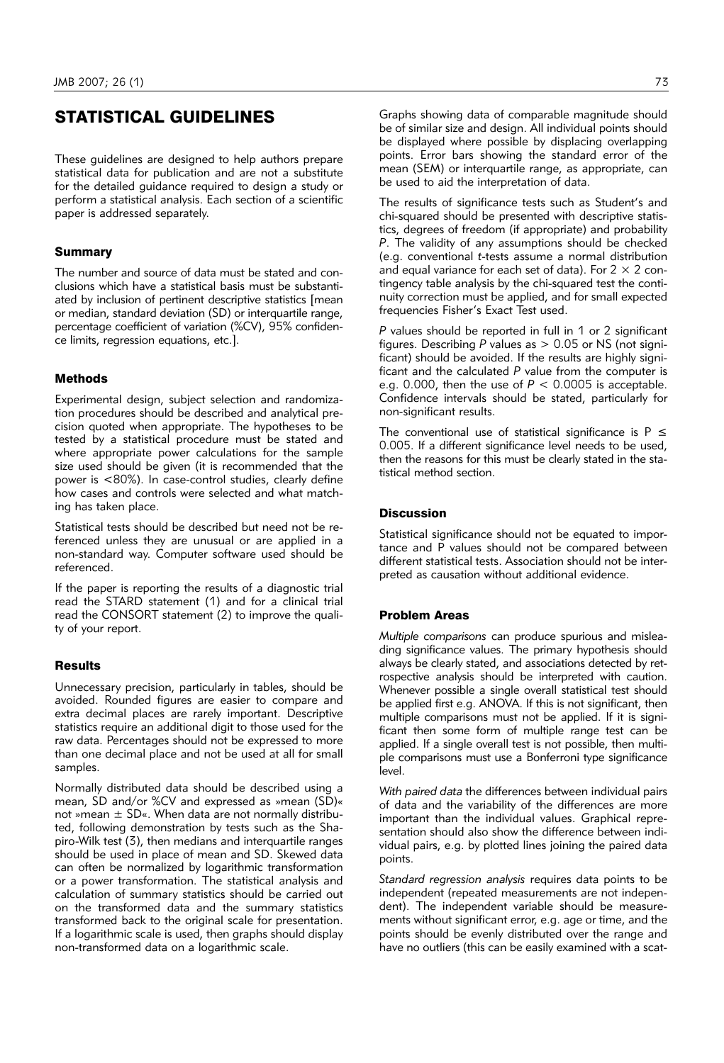# STATISTICAL GUIDELINES

These guidelines are designed to help authors prepare statistical data for publication and are not a substitute for the detailed guidance required to design a study or perform a statistical analysis. Each section of a scientific paper is addressed separately.

## Summary

The number and source of data must be stated and conclusions which have a statistical basis must be substantiated by inclusion of pertinent descriptive statistics [mean or median, standard deviation (SD) or interquartile range, percentage coefficient of variation (%CV), 95% confidence limits, regression equations, etc.].

## Methods

Experimental design, subject selection and randomization procedures should be described and analytical precision quoted when appropriate. The hypotheses to be tested by a statistical procedure must be stated and where appropriate power calculations for the sample size used should be given (it is recommended that the power is <80%). In case-control studies, clearly define how cases and controls were selected and what matching has taken place.

Statistical tests should be described but need not be referenced unless they are unusual or are applied in a non-standard way. Computer software used should be referenced.

If the paper is reporting the results of a diagnostic trial read the STARD statement (1) and for a clinical trial read the CONSORT statement (2) to improve the quality of your report.

## Results

Unnecessary precision, particularly in tables, should be avoided. Rounded figures are easier to compare and extra decimal places are rarely important. Descriptive statistics require an additional digit to those used for the raw data. Percentages should not be expressed to more than one decimal place and not be used at all for small samples.

Normally distributed data should be described using a mean, SD and/or %CV and expressed as »mean (SD)« not »mean ± SD«. When data are not normally distributed, following demonstration by tests such as the Shapiro-Wilk test (3), then medians and interquartile ranges should be used in place of mean and SD. Skewed data can often be normalized by logarithmic transformation or a power transformation. The statistical analysis and calculation of summary statistics should be carried out on the transformed data and the summary statistics transformed back to the original scale for presentation. If a logarithmic scale is used, then graphs should display non-transformed data on a logarithmic scale.

Graphs showing data of comparable magnitude should be of similar size and design. All individual points should be displayed where possible by displacing overlapping points. Error bars showing the standard error of the mean (SEM) or interquartile range, as appropriate, can be used to aid the interpretation of data.

The results of significance tests such as Student's and chi-squared should be presented with descriptive statistics, degrees of freedom (if appropriate) and probability *P*. The validity of any assumptions should be checked (e.g. conventional *t*-tests assume a normal distribution and equal variance for each set of data). For $2 \times 2$ contingency table analysis by the chi-squared test the continuity correction must be applied, and for small expected frequencies Fisher's Exact Test used.

*P* values should be reported in full in 1 or 2 significant figures. Describing *P* values as $> 0.05$ or NS (not significant) should be avoided. If the results are highly significant and the calculated *P* value from the computer is e.g. 0.000, then the use of $P < 0.0005$ is acceptable. Confidence intervals should be stated, particularly for non-significant results.

The conventional use of statistical significance is $P \leq 0.005$. If a different significance level needs to be used, then the reasons for this must be clearly stated in the statistical method section.

## Discussion

Statistical significance should not be equated to importance and P values should not be compared between different statistical tests. Association should not be interpreted as causation without additional evidence.

## Problem Areas

*Multiple comparisons* can produce spurious and misleading significance values. The primary hypothesis should always be clearly stated, and associations detected by retrospective analysis should be interpreted with caution. Whenever possible a single overall statistical test should be applied first e.g. ANOVA. If this is not significant, then multiple comparisons must not be applied. If it is significant then some form of multiple range test can be applied. If a single overall test is not possible, then multiple comparisons must use a Bonferroni type significance level.

*With paired data* the differences between individual pairs of data and the variability of the differences are more important than the individual values. Graphical representation should also show the difference between individual pairs, e.g. by plotted lines joining the paired data points.

*Standard regression analysis* requires data points to be independent (repeated measurements are not independent). The independent variable should be measurements without significant error, e.g. age or time, and the points should be evenly distributed over the range and have no outliers (this can be easily examined with a scat-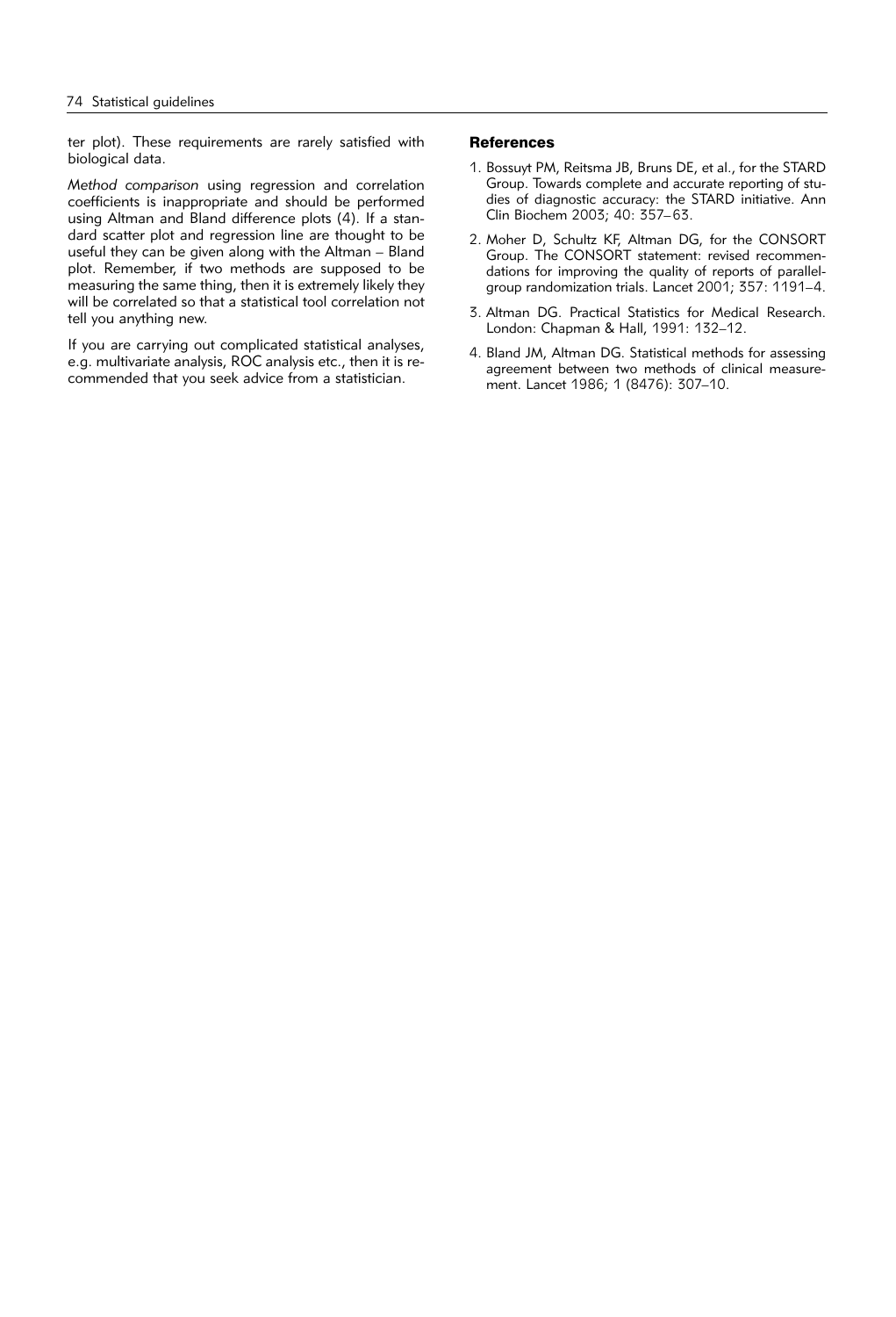ter plot). These requirements are rarely satisfied with biological data.

*Method comparison* using regression and correlation coefficients is inappropriate and should be performed using Altman and Bland difference plots (4). If a standard scatter plot and regression line are thought to be useful they can be given along with the Altman – Bland plot. Remember, if two methods are supposed to be measuring the same thing, then it is extremely likely they will be correlated so that a statistical tool correlation not tell you anything new.

If you are carrying out complicated statistical analyses, e.g. multivariate analysis, ROC analysis etc., then it is recommended that you seek advice from a statistician.

## References

1. Bossuyt PM, Reitsma JB, Bruns DE, et al., for the STARD Group. Towards complete and accurate reporting of studies of diagnostic accuracy: the STARD initiative. Ann Clin Biochem 2003; 40: 357–63.
2. Moher D, Schultz KF, Altman DG, for the CONSORT Group. The CONSORT statement: revised recommendations for improving the quality of reports of parallel-group randomization trials. Lancet 2001; 357: 1191–4.
3. Altman DG. Practical Statistics for Medical Research. London: Chapman & Hall, 1991: 132–12.
4. Bland JM, Altman DG. Statistical methods for assessing agreement between two methods of clinical measurement. Lancet 1986; 1 (8476): 307–10.